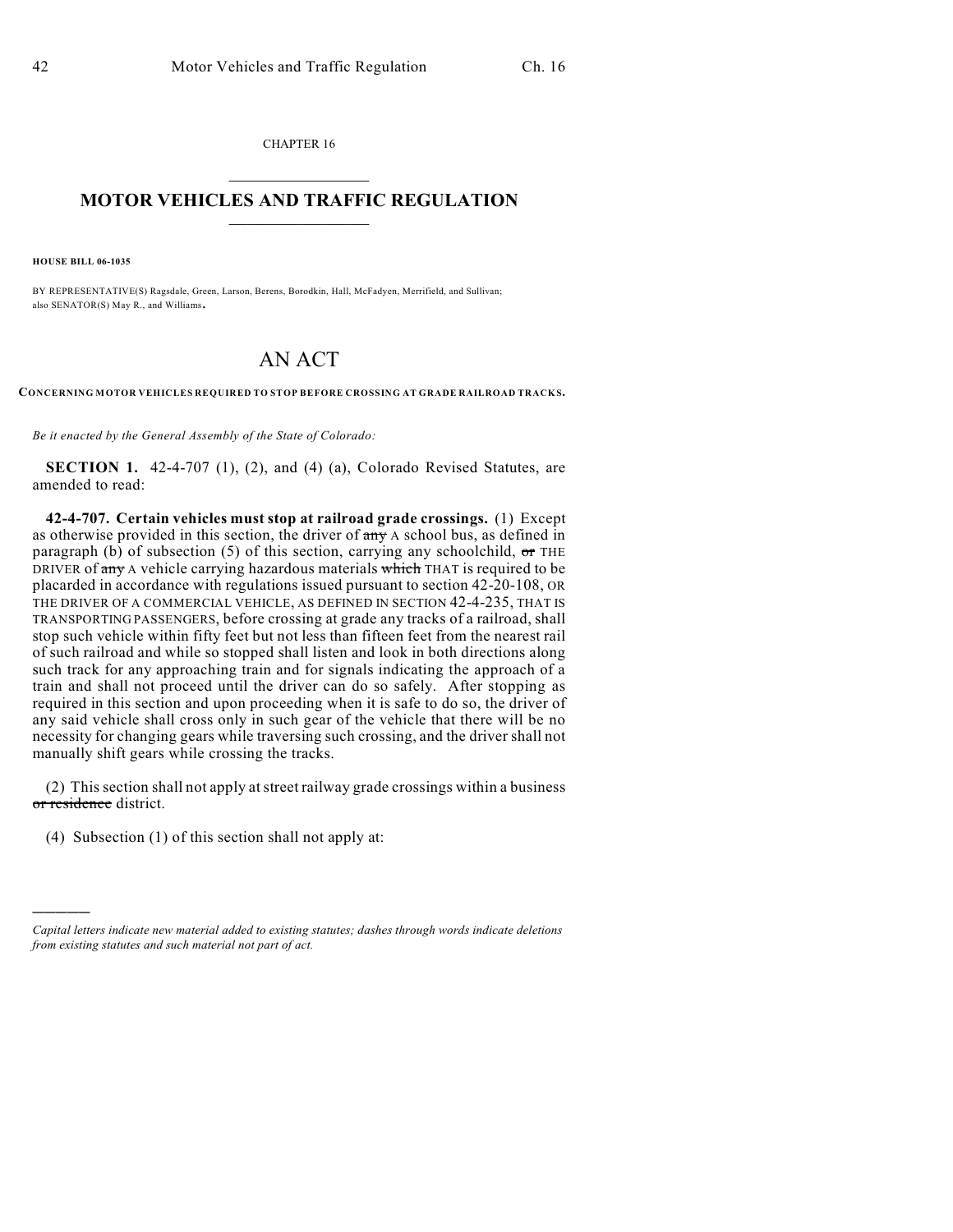CHAPTER 16

# MOTOR VEHICLES AND TRAFFIC REGULATION

**HOUSE BILL 06-1035**

BY REPRESENTATIVE(S) Ragsdale, Green, Larson, Berens, Borodkin, Hall, McFadyen, Merrifield, and Sullivan; also SENATOR(S) May R., and Williams.

# AN ACT

**CONCERNING MOTOR VEHICLES REQUIRED TO STOP BEFORE CROSSING AT GRADE RAILROAD TRACKS.**

*Be it enacted by the General Assembly of the State of Colorado:*

**SECTION 1.** 42-4-707 (1), (2), and (4) (a), Colorado Revised Statutes, are amended to read:

**42-4-707. Certain vehicles must stop at railroad grade crossings.** (1) Except as otherwise provided in this section, the driver of ~~any~~ A school bus, as defined in paragraph (b) of subsection (5) of this section, carrying any schoolchild, ~~or~~ THE DRIVER of ~~any~~ A vehicle carrying hazardous materials ~~which~~ THAT is required to be placarded in accordance with regulations issued pursuant to section 42-20-108, OR THE DRIVER OF A COMMERCIAL VEHICLE, AS DEFINED IN SECTION 42-4-235, THAT IS TRANSPORTING PASSENGERS, before crossing at grade any tracks of a railroad, shall stop such vehicle within fifty feet but not less than fifteen feet from the nearest rail of such railroad and while so stopped shall listen and look in both directions along such track for any approaching train and for signals indicating the approach of a train and shall not proceed until the driver can do so safely. After stopping as required in this section and upon proceeding when it is safe to do so, the driver of any said vehicle shall cross only in such gear of the vehicle that there will be no necessity for changing gears while traversing such crossing, and the driver shall not manually shift gears while crossing the tracks.

(2) This section shall not apply at street railway grade crossings within a business ~~or residence~~ district.

(4) Subsection (1) of this section shall not apply at:

*Capital letters indicate new material added to existing statutes; dashes through words indicate deletions from existing statutes and such material not part of act.*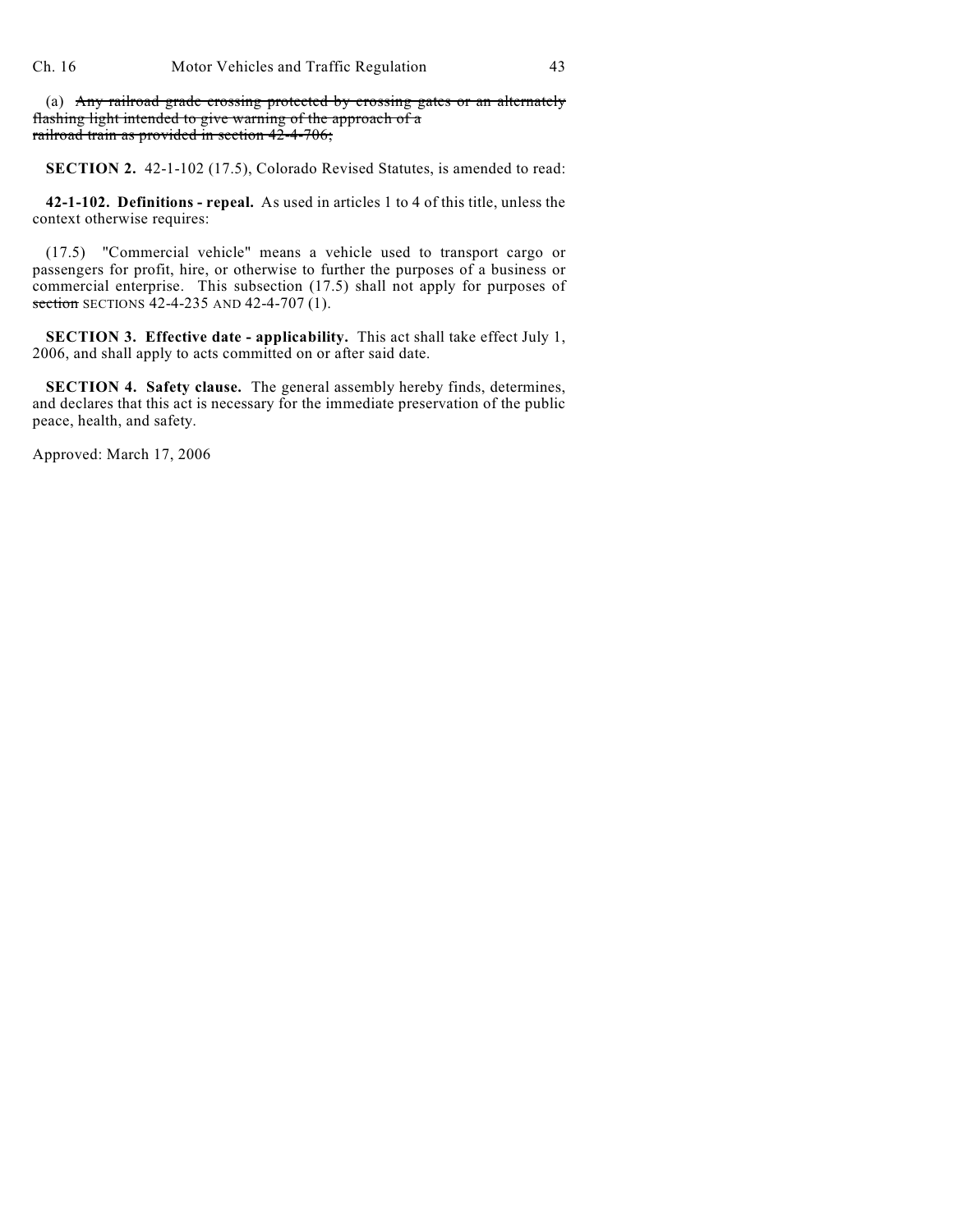(a) ~~Any railroad grade crossing protected by crossing gates or an alternately flashing light intended to give warning of the approach of a railroad train as provided in section 42-4-706;~~

**SECTION 2.** 42-1-102 (17.5), Colorado Revised Statutes, is amended to read:

**42-1-102. Definitions - repeal.** As used in articles 1 to 4 of this title, unless the context otherwise requires:

(17.5) "Commercial vehicle" means a vehicle used to transport cargo or passengers for profit, hire, or otherwise to further the purposes of a business or commercial enterprise. This subsection (17.5) shall not apply for purposes of ~~section~~ SECTIONS 42-4-235 AND 42-4-707 (1).

**SECTION 3. Effective date - applicability.** This act shall take effect July 1, 2006, and shall apply to acts committed on or after said date.

**SECTION 4. Safety clause.** The general assembly hereby finds, determines, and declares that this act is necessary for the immediate preservation of the public peace, health, and safety.

Approved: March 17, 2006